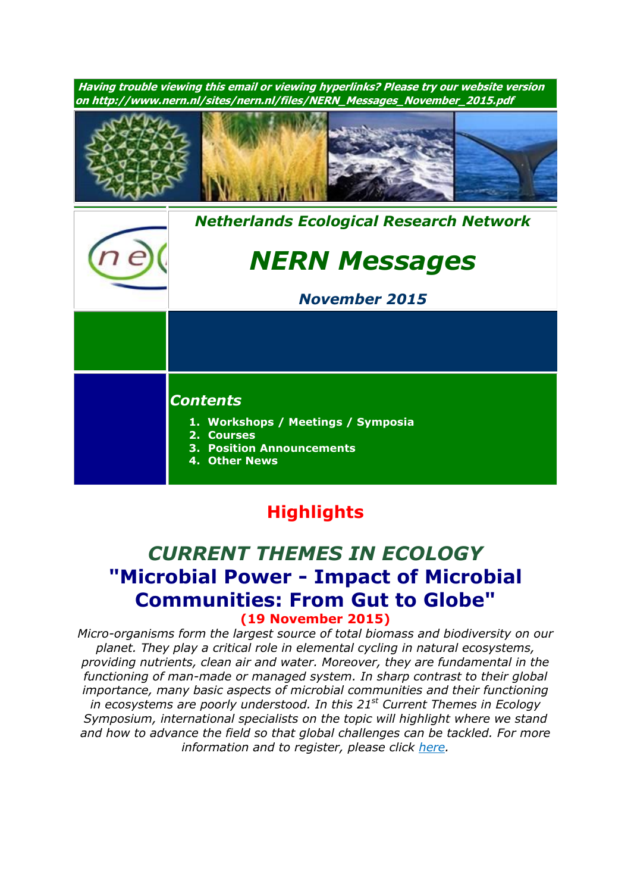***Having trouble viewing this email or viewing hyperlinks? Please try our website version on http://www.nern.nl/sites/nern.nl/files/NERN_Messages_November_2015.pdf***

***Netherlands Ecological Research Network***

# *NERN Messages*

***November 2015***

## *Contents*

1. **Workshops / Meetings / Symposia**
2. **Courses**
3. **Position Announcements**
4. **Other News**

## Highlights

## *CURRENT THEMES IN ECOLOGY*
## "Microbial Power - Impact of Microbial Communities: From Gut to Globe"

**(19 November 2015)**

*Micro-organisms form the largest source of total biomass and biodiversity on our planet. They play a critical role in elemental cycling in natural ecosystems, providing nutrients, clean air and water. Moreover, they are fundamental in the functioning of man-made or managed system. In sharp contrast to their global importance, many basic aspects of microbial communities and their functioning in ecosystems are poorly understood. In this 21st Current Themes in Ecology Symposium, international specialists on the topic will highlight where we stand and how to advance the field so that global challenges can be tackled. For more information and to register, please click here.*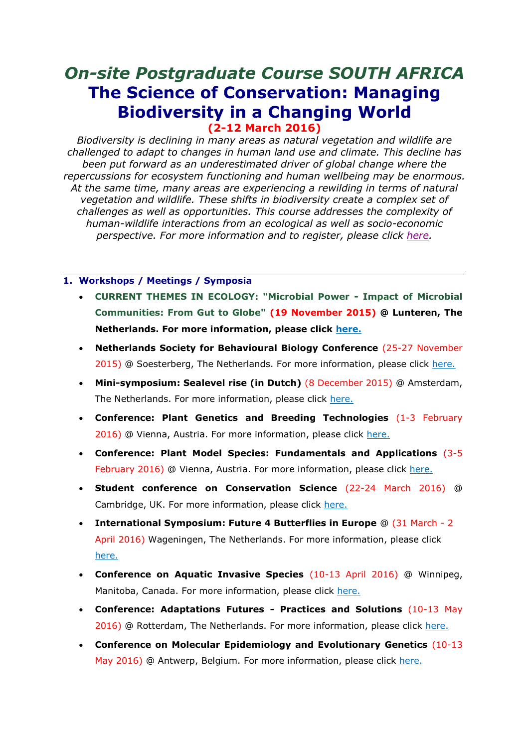# *On-site Postgraduate Course SOUTH AFRICA*
# The Science of Conservation: Managing Biodiversity in a Changing World
**(2-12 March 2016)**

*Biodiversity is declining in many areas as natural vegetation and wildlife are challenged to adapt to changes in human land use and climate. This decline has been put forward as an underestimated driver of global change where the repercussions for ecosystem functioning and human wellbeing may be enormous. At the same time, many areas are experiencing a rewilding in terms of natural vegetation and wildlife. These shifts in biodiversity create a complex set of challenges as well as opportunities. This course addresses the complexity of human-wildlife interactions from an ecological as well as socio-economic perspective. For more information and to register, please click here.*

---

## 1. Workshops / Meetings / Symposia

- **CURRENT THEMES IN ECOLOGY: "Microbial Power - Impact of Microbial Communities: From Gut to Globe" (19 November 2015) @ Lunteren, The Netherlands. For more information, please click here.**
- **Netherlands Society for Behavioural Biology Conference** (25-27 November 2015) @ Soesterberg, The Netherlands. For more information, please click here.
- **Mini-symposium: Sealevel rise (in Dutch)** (8 December 2015) @ Amsterdam, The Netherlands. For more information, please click here.
- **Conference: Plant Genetics and Breeding Technologies** (1-3 February 2016) @ Vienna, Austria. For more information, please click here.
- **Conference: Plant Model Species: Fundamentals and Applications** (3-5 February 2016) @ Vienna, Austria. For more information, please click here.
- **Student conference on Conservation Science** (22-24 March 2016) @ Cambridge, UK. For more information, please click here.
- **International Symposium: Future 4 Butterflies in Europe** @ (31 March - 2 April 2016) Wageningen, The Netherlands. For more information, please click here.
- **Conference on Aquatic Invasive Species** (10-13 April 2016) @ Winnipeg, Manitoba, Canada. For more information, please click here.
- **Conference: Adaptations Futures - Practices and Solutions** (10-13 May 2016) @ Rotterdam, The Netherlands. For more information, please click here.
- **Conference on Molecular Epidemiology and Evolutionary Genetics** (10-13 May 2016) @ Antwerp, Belgium. For more information, please click here.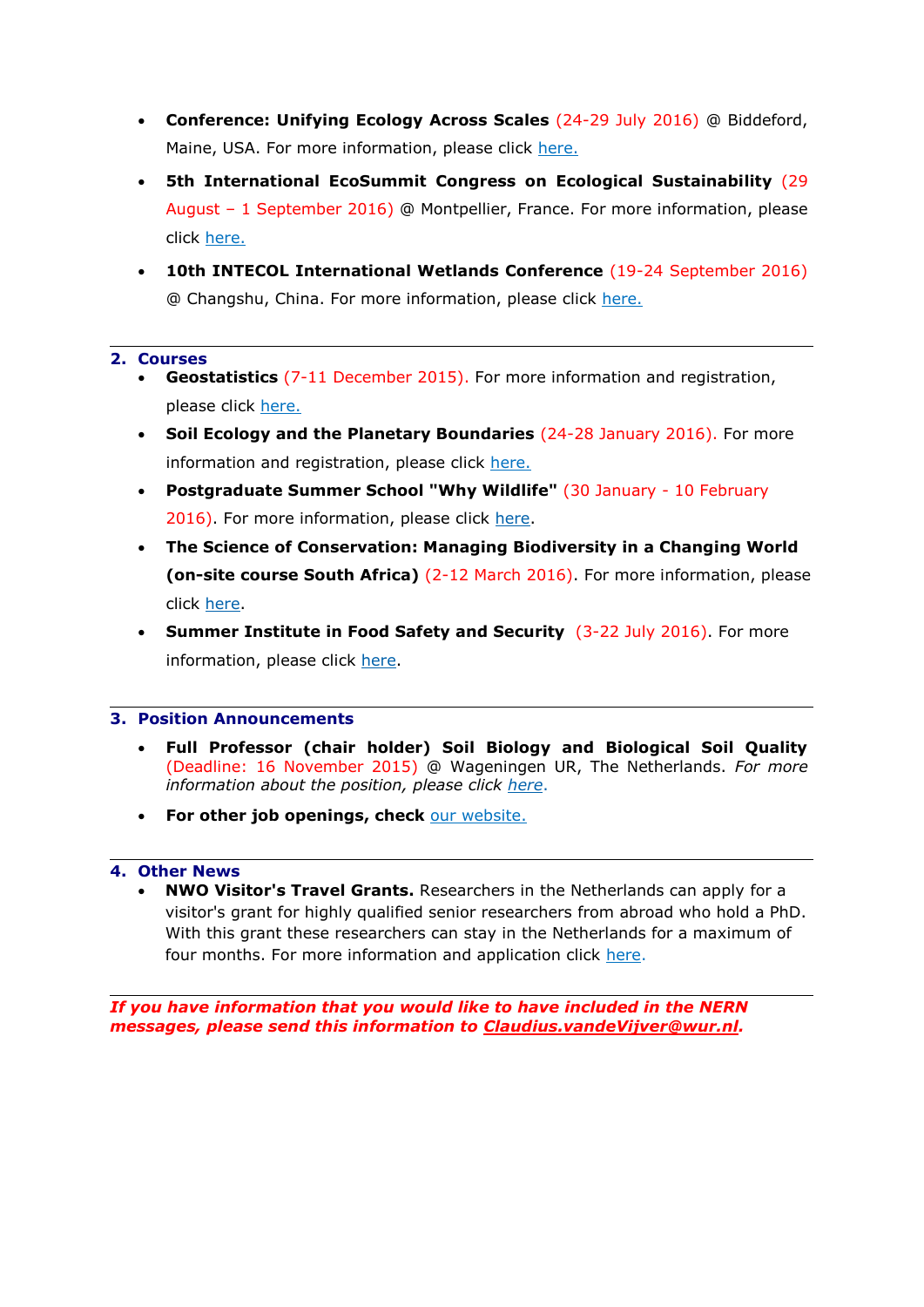- **Conference: Unifying Ecology Across Scales** (24-29 July 2016) @ Biddeford, Maine, USA. For more information, please click here.
- **5th International EcoSummit Congress on Ecological Sustainability** (29 August – 1 September 2016) @ Montpellier, France. For more information, please click here.
- **10th INTECOL International Wetlands Conference** (19-24 September 2016) @ Changshu, China. For more information, please click here.

## 2. Courses

- **Geostatistics** (7-11 December 2015). For more information and registration, please click here.
- **Soil Ecology and the Planetary Boundaries** (24-28 January 2016). For more information and registration, please click here.
- **Postgraduate Summer School "Why Wildlife"** (30 January - 10 February 2016). For more information, please click here.
- **The Science of Conservation: Managing Biodiversity in a Changing World (on-site course South Africa)** (2-12 March 2016). For more information, please click here.
- **Summer Institute in Food Safety and Security** (3-22 July 2016). For more information, please click here.

## 3. Position Announcements

- **Full Professor (chair holder) Soil Biology and Biological Soil Quality** (Deadline: 16 November 2015) @ Wageningen UR, The Netherlands. *For more information about the position, please click here.*
- **For other job openings, check** our website.

## 4. Other News

- **NWO Visitor's Travel Grants.** Researchers in the Netherlands can apply for a visitor's grant for highly qualified senior researchers from abroad who hold a PhD. With this grant these researchers can stay in the Netherlands for a maximum of four months. For more information and application click here.

***If you have information that you would like to have included in the NERN messages, please send this information to Claudius.vandeVijver@wur.nl.***